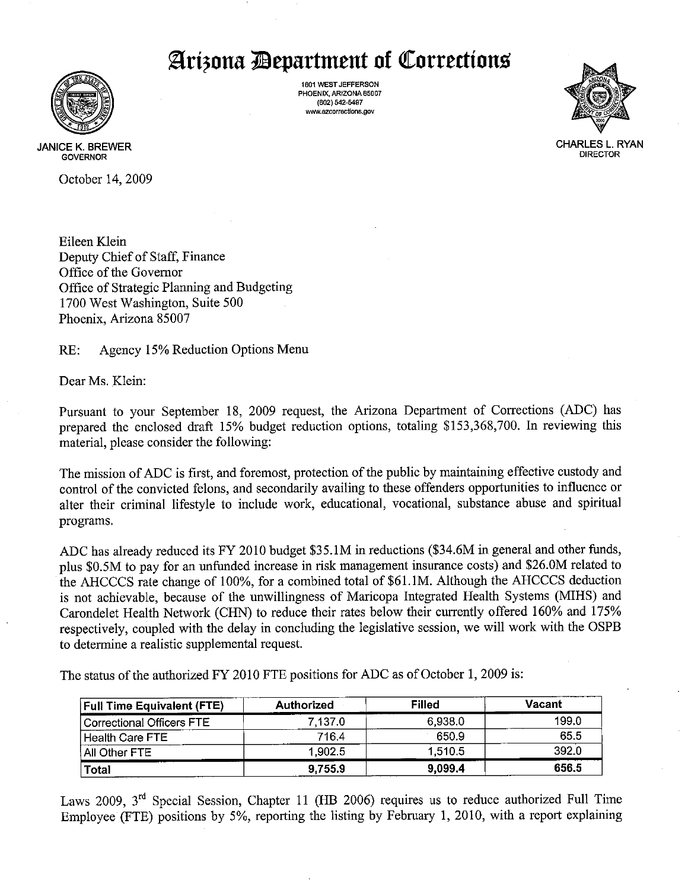# Arizona Department of Corrections

1601 WEST JEFFERSON
PHOENIX, ARIZONA 85007
(602) 542-5497
www.azcorrections.gov

JANICE K. BREWER
GOVERNOR

CHARLES L. RYAN
DIRECTOR

October 14, 2009

Eileen Klein
Deputy Chief of Staff, Finance
Office of the Governor
Office of Strategic Planning and Budgeting
1700 West Washington, Suite 500
Phoenix, Arizona 85007

RE: Agency 15% Reduction Options Menu

Dear Ms. Klein:

Pursuant to your September 18, 2009 request, the Arizona Department of Corrections (ADC) has prepared the enclosed draft 15% budget reduction options, totaling $153,368,700. In reviewing this material, please consider the following:

The mission of ADC is first, and foremost, protection of the public by maintaining effective custody and control of the convicted felons, and secondarily availing to these offenders opportunities to influence or alter their criminal lifestyle to include work, educational, vocational, substance abuse and spiritual programs.

ADC has already reduced its FY 2010 budget $35.1M in reductions ($34.6M in general and other funds, plus $0.5M to pay for an unfunded increase in risk management insurance costs) and $26.0M related to the AHCCCS rate change of 100%, for a combined total of $61.1M. Although the AHCCCS deduction is not achievable, because of the unwillingness of Maricopa Integrated Health Systems (MIHS) and Carondelet Health Network (CHN) to reduce their rates below their currently offered 160% and 175% respectively, coupled with the delay in concluding the legislative session, we will work with the OSPB to determine a realistic supplemental request.

The status of the authorized FY 2010 FTE positions for ADC as of October 1, 2009 is:

| Full Time Equivalent (FTE) | Authorized | Filled | Vacant |
|---|---|---|---|
| Correctional Officers FTE | 7,137.0 | 6,938.0 | 199.0 |
| Health Care FTE | 716.4 | 650.9 | 65.5 |
| All Other FTE | 1,902.5 | 1,510.5 | 392.0 |
| **Total** | **9,755.9** | **9,099.4** | **656.5** |

Laws 2009, 3rd Special Session, Chapter 11 (HB 2006) requires us to reduce authorized Full Time Employee (FTE) positions by 5%, reporting the listing by February 1, 2010, with a report explaining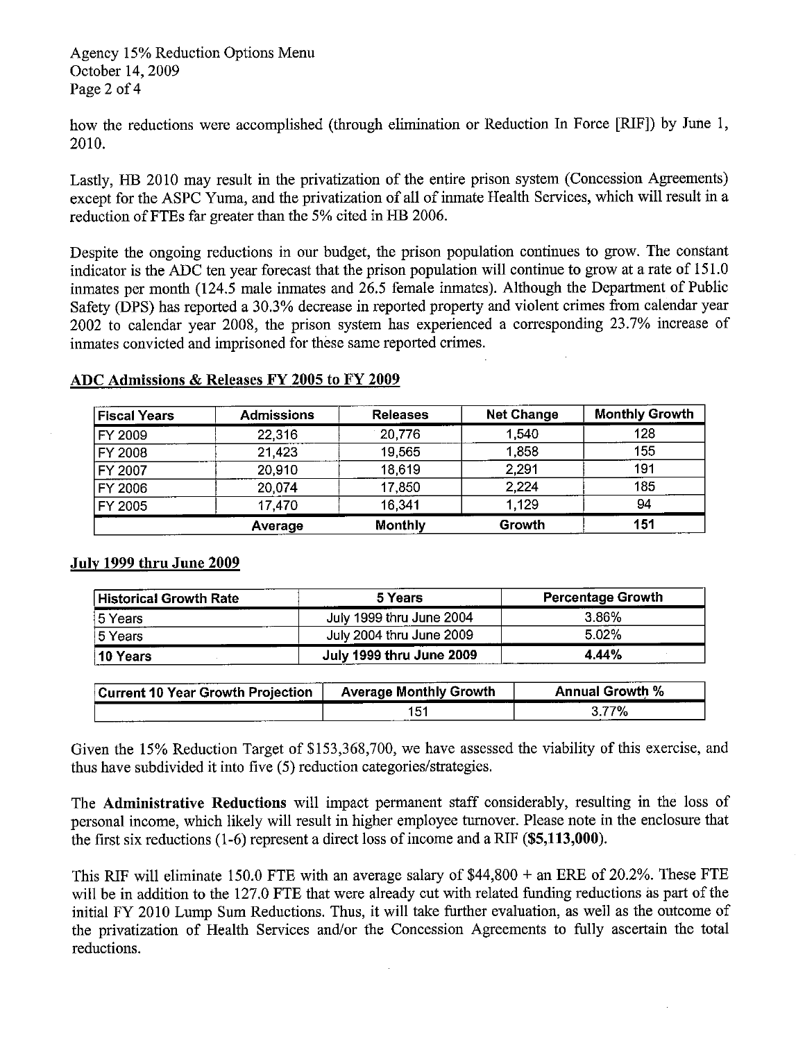how the reductions were accomplished (through elimination or Reduction In Force [RIF]) by June 1, 2010.

Lastly, HB 2010 may result in the privatization of the entire prison system (Concession Agreements) except for the ASPC Yuma, and the privatization of all of inmate Health Services, which will result in a reduction of FTEs far greater than the 5% cited in HB 2006.

Despite the ongoing reductions in our budget, the prison population continues to grow. The constant indicator is the ADC ten year forecast that the prison population will continue to grow at a rate of 151.0 inmates per month (124.5 male inmates and 26.5 female inmates). Although the Department of Public Safety (DPS) has reported a 30.3% decrease in reported property and violent crimes from calendar year 2002 to calendar year 2008, the prison system has experienced a corresponding 23.7% increase of inmates convicted and imprisoned for these same reported crimes.

**ADC Admissions & Releases FY 2005 to FY 2009**

| Fiscal Years | Admissions | Releases | Net Change | Monthly Growth |
|---|---|---|---|---|
| FY 2009 | 22,316 | 20,776 | 1,540 | 128 |
| FY 2008 | 21,423 | 19,565 | 1,858 | 155 |
| FY 2007 | 20,910 | 18,619 | 2,291 | 191 |
| FY 2006 | 20,074 | 17,850 | 2,224 | 185 |
| FY 2005 | 17,470 | 16,341 | 1,129 | 94 |
| | **Average** | **Monthly** | **Growth** | **151** |

**July 1999 thru June 2009**

| Historical Growth Rate | 5 Years | Percentage Growth |
|---|---|---|
| 5 Years | July 1999 thru June 2004 | 3.86% |
| 5 Years | July 2004 thru June 2009 | 5.02% |
| **10 Years** | **July 1999 thru June 2009** | **4.44%** |

| Current 10 Year Growth Projection | Average Monthly Growth | Annual Growth % |
|---|---|---|
| | 151 | 3.77% |

Given the 15% Reduction Target of $153,368,700, we have assessed the viability of this exercise, and thus have subdivided it into five (5) reduction categories/strategies.

The **Administrative Reductions** will impact permanent staff considerably, resulting in the loss of personal income, which likely will result in higher employee turnover. Please note in the enclosure that the first six reductions (1-6) represent a direct loss of income and a RIF (**$5,113,000**).

This RIF will eliminate 150.0 FTE with an average salary of $44,800 + an ERE of 20.2%. These FTE will be in addition to the 127.0 FTE that were already cut with related funding reductions as part of the initial FY 2010 Lump Sum Reductions. Thus, it will take further evaluation, as well as the outcome of the privatization of Health Services and/or the Concession Agreements to fully ascertain the total reductions.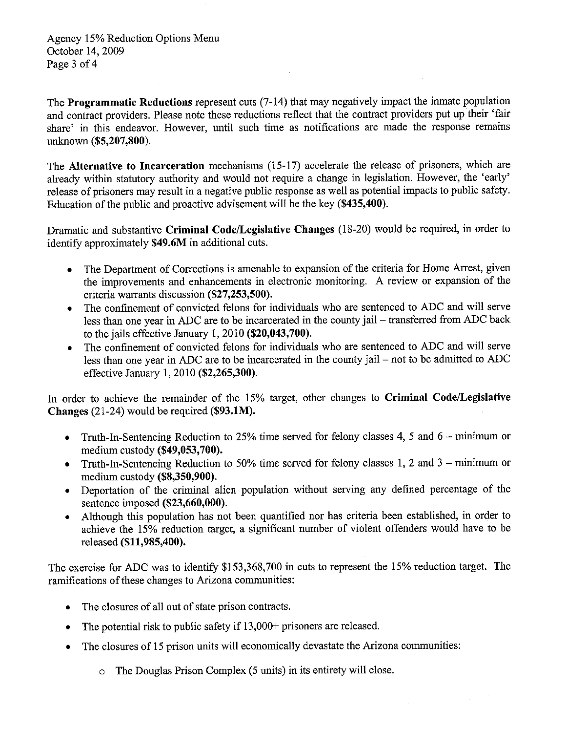The **Programmatic Reductions** represent cuts (7-14) that may negatively impact the inmate population and contract providers. Please note these reductions reflect that the contract providers put up their 'fair share' in this endeavor. However, until such time as notifications are made the response remains unknown **($5,207,800)**.

The **Alternative to Incarceration** mechanisms (15-17) accelerate the release of prisoners, which are already within statutory authority and would not require a change in legislation. However, the 'early' release of prisoners may result in a negative public response as well as potential impacts to public safety. Education of the public and proactive advisement will be the key **($435,400)**.

Dramatic and substantive **Criminal Code/Legislative Changes** (18-20) would be required, in order to identify approximately **$49.6M** in additional cuts.

- The Department of Corrections is amenable to expansion of the criteria for Home Arrest, given the improvements and enhancements in electronic monitoring. A review or expansion of the criteria warrants discussion **($27,253,500)**.
- The confinement of convicted felons for individuals who are sentenced to ADC and will serve less than one year in ADC are to be incarcerated in the county jail – transferred from ADC back to the jails effective January 1, 2010 **($20,043,700)**.
- The confinement of convicted felons for individuals who are sentenced to ADC and will serve less than one year in ADC are to be incarcerated in the county jail – not to be admitted to ADC effective January 1, 2010 **($2,265,300)**.

In order to achieve the remainder of the 15% target, other changes to **Criminal Code/Legislative Changes** (21-24) would be required **($93.1M)**.

- Truth-In-Sentencing Reduction to 25% time served for felony classes 4, 5 and 6 – minimum or medium custody **($49,053,700)**.
- Truth-In-Sentencing Reduction to 50% time served for felony classes 1, 2 and 3 – minimum or medium custody **($8,350,900)**.
- Deportation of the criminal alien population without serving any defined percentage of the sentence imposed **($23,660,000)**.
- Although this population has not been quantified nor has criteria been established, in order to achieve the 15% reduction target, a significant number of violent offenders would have to be released **($11,985,400)**.

The exercise for ADC was to identify $153,368,700 in cuts to represent the 15% reduction target. The ramifications of these changes to Arizona communities:

- The closures of all out of state prison contracts.
- The potential risk to public safety if 13,000+ prisoners are released.
- The closures of 15 prison units will economically devastate the Arizona communities:
    - The Douglas Prison Complex (5 units) in its entirety will close.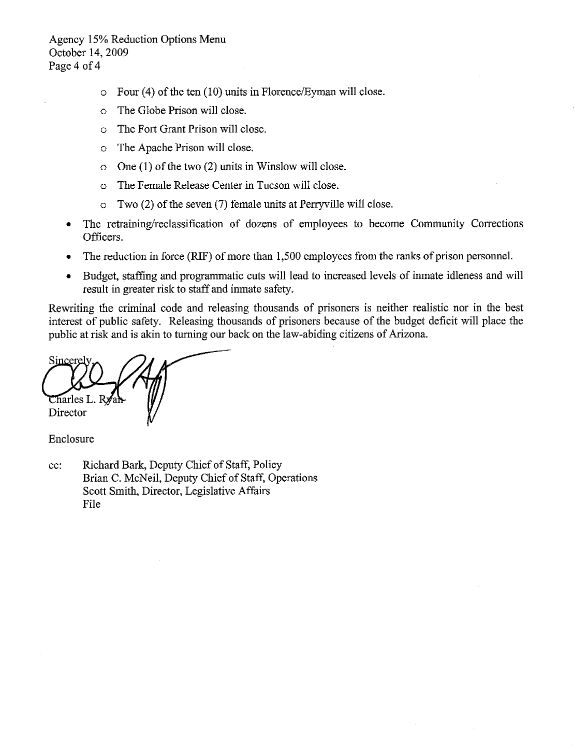- Four (4) of the ten (10) units in Florence/Eyman will close.
    - The Globe Prison will close.
    - The Fort Grant Prison will close.
    - The Apache Prison will close.
    - One (1) of the two (2) units in Winslow will close.
    - The Female Release Center in Tucson will close.
    - Two (2) of the seven (7) female units at Perryville will close.
- The retraining/reclassification of dozens of employees to become Community Corrections Officers.
- The reduction in force (RIF) of more than 1,500 employees from the ranks of prison personnel.
- Budget, staffing and programmatic cuts will lead to increased levels of inmate idleness and will result in greater risk to staff and inmate safety.

Rewriting the criminal code and releasing thousands of prisoners is neither realistic nor in the best interest of public safety. Releasing thousands of prisoners because of the budget deficit will place the public at risk and is akin to turning our back on the law-abiding citizens of Arizona.

Sincerely,

Charles L. Ryan
Director

Enclosure

cc: Richard Bark, Deputy Chief of Staff, Policy
Brian C. McNeil, Deputy Chief of Staff, Operations
Scott Smith, Director, Legislative Affairs
File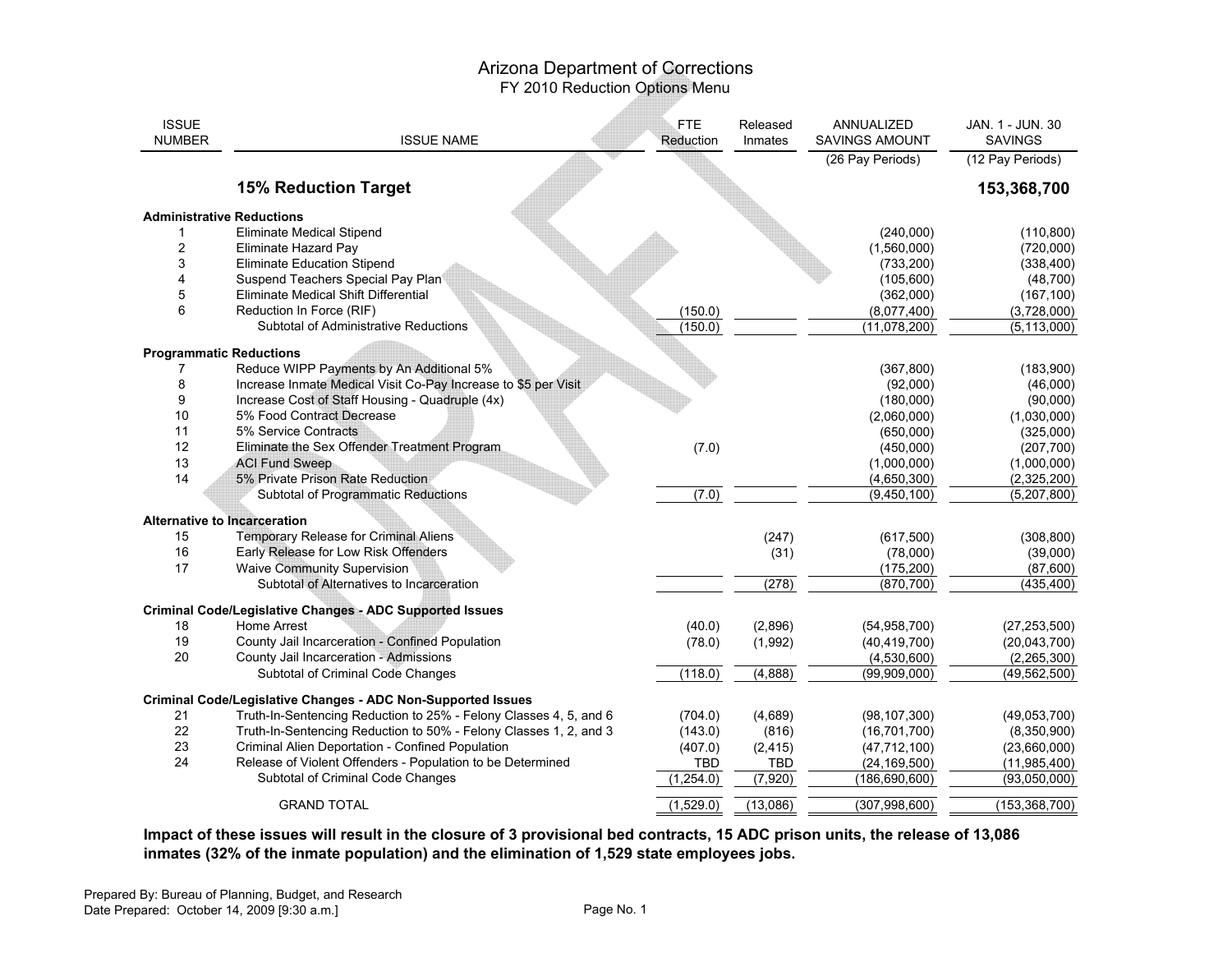# Arizona Department of Corrections

## FY 2010 Reduction Options Menu

| ISSUE NUMBER | ISSUE NAME | FTE Reduction | Released Inmates | ANNUALIZED SAVINGS AMOUNT (26 Pay Periods) | JAN. 1 - JUN. 30 SAVINGS (12 Pay Periods) |
|---|---|---|---|---|---|
| | **15% Reduction Target** | | | | **153,368,700** |
| **Administrative Reductions** | | | | | |
| 1 | Eliminate Medical Stipend | | | (240,000) | (110,800) |
| 2 | Eliminate Hazard Pay | | | (1,560,000) | (720,000) |
| 3 | Eliminate Education Stipend | | | (733,200) | (338,400) |
| 4 | Suspend Teachers Special Pay Plan | | | (105,600) | (48,700) |
| 5 | Eliminate Medical Shift Differential | | | (362,000) | (167,100) |
| 6 | Reduction In Force (RIF) | (150.0) | | (8,077,400) | (3,728,000) |
| | Subtotal of Administrative Reductions | (150.0) | | (11,078,200) | (5,113,000) |
| **Programmatic Reductions** | | | | | |
| 7 | Reduce WIPP Payments by An Additional 5% | | | (367,800) | (183,900) |
| 8 | Increase Inmate Medical Visit Co-Pay Increase to $5 per Visit | | | (92,000) | (46,000) |
| 9 | Increase Cost of Staff Housing - Quadruple (4x) | | | (180,000) | (90,000) |
| 10 | 5% Food Contract Decrease | | | (2,060,000) | (1,030,000) |
| 11 | 5% Service Contracts | | | (650,000) | (325,000) |
| 12 | Eliminate the Sex Offender Treatment Program | (7.0) | | (450,000) | (207,700) |
| 13 | ACI Fund Sweep | | | (1,000,000) | (1,000,000) |
| 14 | 5% Private Prison Rate Reduction | | | (4,650,300) | (2,325,200) |
| | Subtotal of Programmatic Reductions | (7.0) | | (9,450,100) | (5,207,800) |
| **Alternative to Incarceration** | | | | | |
| 15 | Temporary Release for Criminal Aliens | | (247) | (617,500) | (308,800) |
| 16 | Early Release for Low Risk Offenders | | (31) | (78,000) | (39,000) |
| 17 | Waive Community Supervision | | | (175,200) | (87,600) |
| | Subtotal of Alternatives to Incarceration | | (278) | (870,700) | (435,400) |
| **Criminal Code/Legislative Changes - ADC Supported Issues** | | | | | |
| 18 | Home Arrest | (40.0) | (2,896) | (54,958,700) | (27,253,500) |
| 19 | County Jail Incarceration - Confined Population | (78.0) | (1,992) | (40,419,700) | (20,043,700) |
| 20 | County Jail Incarceration - Admissions | | | (4,530,600) | (2,265,300) |
| | Subtotal of Criminal Code Changes | (118.0) | (4,888) | (99,909,000) | (49,562,500) |
| **Criminal Code/Legislative Changes - ADC Non-Supported Issues** | | | | | |
| 21 | Truth-In-Sentencing Reduction to 25% - Felony Classes 4, 5, and 6 | (704.0) | (4,689) | (98,107,300) | (49,053,700) |
| 22 | Truth-In-Sentencing Reduction to 50% - Felony Classes 1, 2, and 3 | (143.0) | (816) | (16,701,700) | (8,350,900) |
| 23 | Criminal Alien Deportation - Confined Population | (407.0) | (2,415) | (47,712,100) | (23,660,000) |
| 24 | Release of Violent Offenders - Population to be Determined | TBD | TBD | (24,169,500) | (11,985,400) |
| | Subtotal of Criminal Code Changes | (1,254.0) | (7,920) | (186,690,600) | (93,050,000) |
| | GRAND TOTAL | (1,529.0) | (13,086) | (307,998,600) | (153,368,700) |

**Impact of these issues will result in the closure of 3 provisional bed contracts, 15 ADC prison units, the release of 13,086 inmates (32% of the inmate population) and the elimination of 1,529 state employees jobs.**

Prepared By: Bureau of Planning, Budget, and Research
Date Prepared: October 14, 2009 [9:30 a.m.]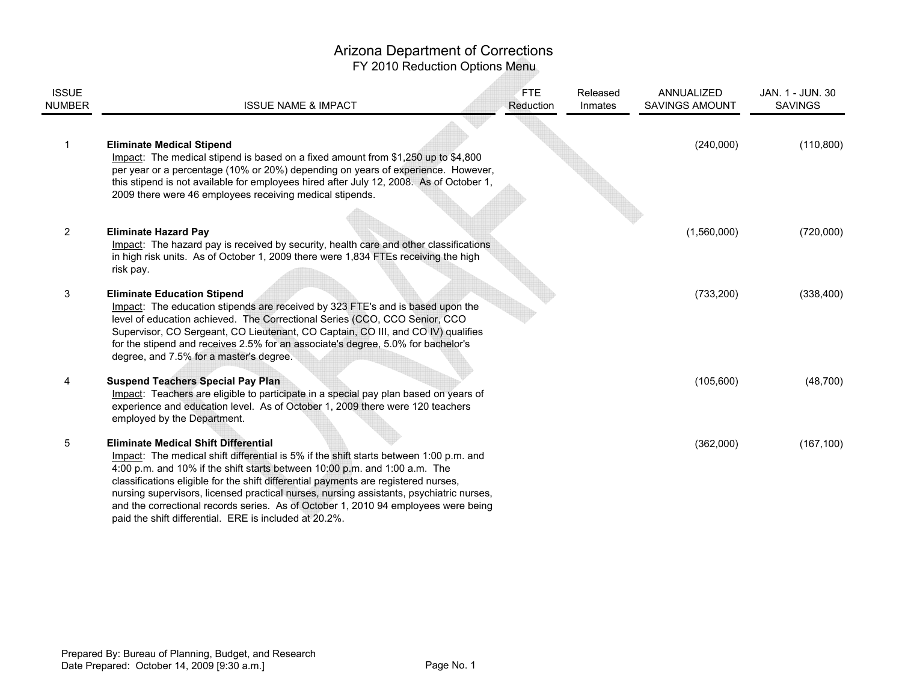# Arizona Department of Corrections

## FY 2010 Reduction Options Menu

| ISSUE NUMBER | ISSUE NAME & IMPACT | FTE Reduction | Released Inmates | ANNUALIZED SAVINGS AMOUNT | JAN. 1 - JUN. 30 SAVINGS |
|---|---|---|---|---|---|
| 1 | **Eliminate Medical Stipend**<br>Impact: The medical stipend is based on a fixed amount from $1,250 up to $4,800 per year or a percentage (10% or 20%) depending on years of experience. However, this stipend is not available for employees hired after July 12, 2008. As of October 1, 2009 there were 46 employees receiving medical stipends. | | | (240,000) | (110,800) |
| 2 | **Eliminate Hazard Pay**<br>Impact: The hazard pay is received by security, health care and other classifications in high risk units. As of October 1, 2009 there were 1,834 FTEs receiving the high risk pay. | | | (1,560,000) | (720,000) |
| 3 | **Eliminate Education Stipend**<br>Impact: The education stipends are received by 323 FTE's and is based upon the level of education achieved. The Correctional Series (CCO, CCO Senior, CCO Supervisor, CO Sergeant, CO Lieutenant, CO Captain, CO III, and CO IV) qualifies for the stipend and receives 2.5% for an associate's degree, 5.0% for bachelor's degree, and 7.5% for a master's degree. | | | (733,200) | (338,400) |
| 4 | **Suspend Teachers Special Pay Plan**<br>Impact: Teachers are eligible to participate in a special pay plan based on years of experience and education level. As of October 1, 2009 there were 120 teachers employed by the Department. | | | (105,600) | (48,700) |
| 5 | **Eliminate Medical Shift Differential**<br>Impact: The medical shift differential is 5% if the shift starts between 1:00 p.m. and 4:00 p.m. and 10% if the shift starts between 10:00 p.m. and 1:00 a.m. The classifications eligible for the shift differential payments are registered nurses, nursing supervisors, licensed practical nurses, nursing assistants, psychiatric nurses, and the correctional records series. As of October 1, 2010 94 employees were being paid the shift differential. ERE is included at 20.2%. | | | (362,000) | (167,100) |

Prepared By: Bureau of Planning, Budget, and Research
Date Prepared: October 14, 2009 [9:30 a.m.]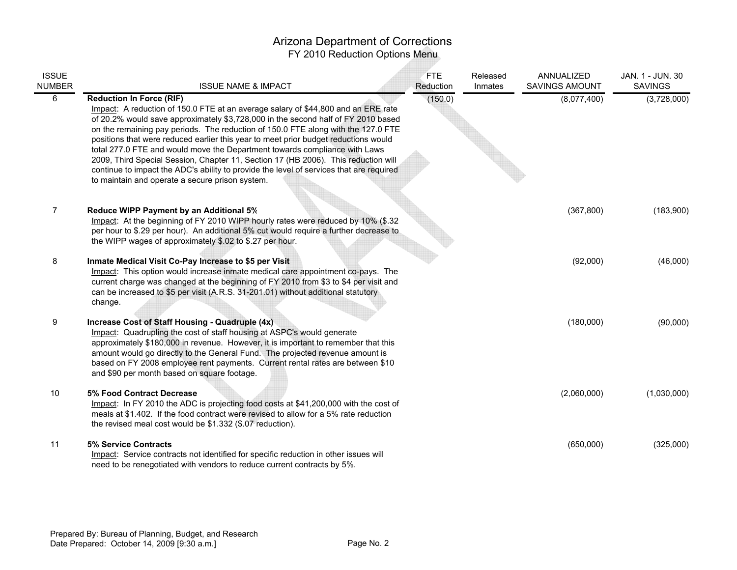# Arizona Department of Corrections
## FY 2010 Reduction Options Menu

| ISSUE NUMBER | ISSUE NAME & IMPACT | FTE Reduction | Released Inmates | ANNUALIZED SAVINGS AMOUNT | JAN. 1 - JUN. 30 SAVINGS |
|---|---|---|---|---|---|
| 6 | **Reduction In Force (RIF)**<br>Impact: A reduction of 150.0 FTE at an average salary of $44,800 and an ERE rate of 20.2% would save approximately $3,728,000 in the second half of FY 2010 based on the remaining pay periods. The reduction of 150.0 FTE along with the 127.0 FTE positions that were reduced earlier this year to meet prior budget reductions would total 277.0 FTE and would move the Department towards compliance with Laws 2009, Third Special Session, Chapter 11, Section 17 (HB 2006). This reduction will continue to impact the ADC's ability to provide the level of services that are required to maintain and operate a secure prison system. | (150.0) | | (8,077,400) | (3,728,000) |
| 7 | **Reduce WIPP Payment by an Additional 5%**<br>Impact: At the beginning of FY 2010 WIPP hourly rates were reduced by 10% ($.32 per hour to $.29 per hour). An additional 5% cut would require a further decrease to the WIPP wages of approximately $.02 to $.27 per hour. | | | (367,800) | (183,900) |
| 8 | **Inmate Medical Visit Co-Pay Increase to $5 per Visit**<br>Impact: This option would increase inmate medical care appointment co-pays. The current charge was changed at the beginning of FY 2010 from $3 to $4 per visit and can be increased to $5 per visit (A.R.S. 31-201.01) without additional statutory change. | | | (92,000) | (46,000) |
| 9 | **Increase Cost of Staff Housing - Quadruple (4x)**<br>Impact: Quadrupling the cost of staff housing at ASPC's would generate approximately $180,000 in revenue. However, it is important to remember that this amount would go directly to the General Fund. The projected revenue amount is based on FY 2008 employee rent payments. Current rental rates are between $10 and $90 per month based on square footage. | | | (180,000) | (90,000) |
| 10 | **5% Food Contract Decrease**<br>Impact: In FY 2010 the ADC is projecting food costs at $41,200,000 with the cost of meals at $1.402. If the food contract were revised to allow for a 5% rate reduction the revised meal cost would be $1.332 ($.07 reduction). | | | (2,060,000) | (1,030,000) |
| 11 | **5% Service Contracts**<br>Impact: Service contracts not identified for specific reduction in other issues will need to be renegotiated with vendors to reduce current contracts by 5%. | | | (650,000) | (325,000) |

Prepared By: Bureau of Planning, Budget, and Research
Date Prepared: October 14, 2009 [9:30 a.m.]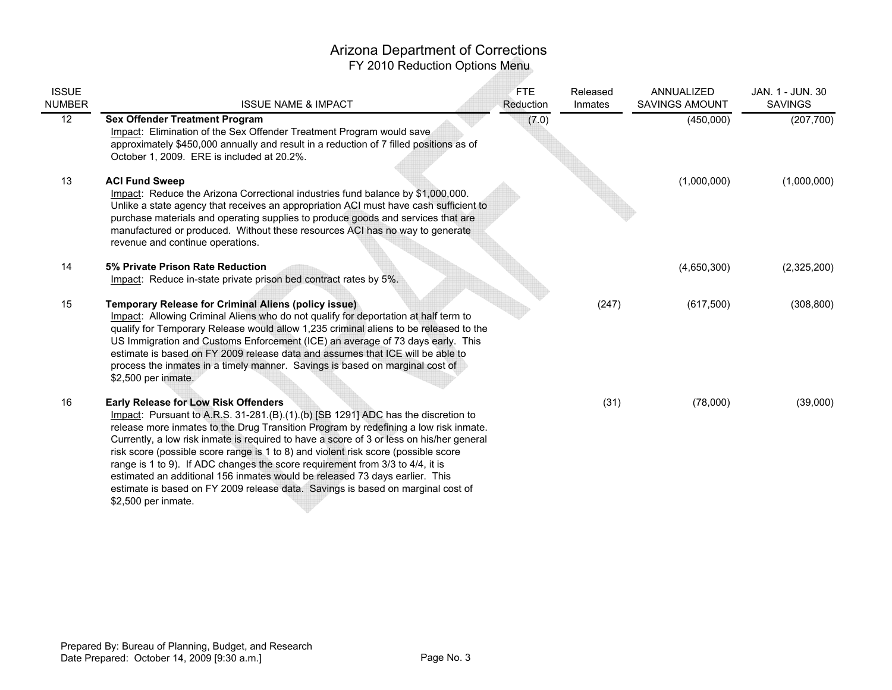# Arizona Department of Corrections

## FY 2010 Reduction Options Menu

| ISSUE NUMBER | ISSUE NAME & IMPACT | FTE Reduction | Released Inmates | ANNUALIZED SAVINGS AMOUNT | JAN. 1 - JUN. 30 SAVINGS |
|---|---|---|---|---|---|
| 12 | **Sex Offender Treatment Program**<br>Impact: Elimination of the Sex Offender Treatment Program would save approximately $450,000 annually and result in a reduction of 7 filled positions as of October 1, 2009. ERE is included at 20.2%. | (7.0) | | (450,000) | (207,700) |
| 13 | **ACI Fund Sweep**<br>Impact: Reduce the Arizona Correctional industries fund balance by $1,000,000. Unlike a state agency that receives an appropriation ACI must have cash sufficient to purchase materials and operating supplies to produce goods and services that are manufactured or produced. Without these resources ACI has no way to generate revenue and continue operations. | | | (1,000,000) | (1,000,000) |
| 14 | **5% Private Prison Rate Reduction**<br>Impact: Reduce in-state private prison bed contract rates by 5%. | | | (4,650,300) | (2,325,200) |
| 15 | **Temporary Release for Criminal Aliens (policy issue)**<br>Impact: Allowing Criminal Aliens who do not qualify for deportation at half term to qualify for Temporary Release would allow 1,235 criminal aliens to be released to the US Immigration and Customs Enforcement (ICE) an average of 73 days early. This estimate is based on FY 2009 release data and assumes that ICE will be able to process the inmates in a timely manner. Savings is based on marginal cost of $2,500 per inmate. | | (247) | (617,500) | (308,800) |
| 16 | **Early Release for Low Risk Offenders**<br>Impact: Pursuant to A.R.S. 31-281.(B).(1).(b) [SB 1291] ADC has the discretion to release more inmates to the Drug Transition Program by redefining a low risk inmate. Currently, a low risk inmate is required to have a score of 3 or less on his/her general risk score (possible score range is 1 to 8) and violent risk score (possible score range is 1 to 9). If ADC changes the score requirement from 3/3 to 4/4, it is estimated an additional 156 inmates would be released 73 days earlier. This estimate is based on FY 2009 release data. Savings is based on marginal cost of $2,500 per inmate. | | (31) | (78,000) | (39,000) |

Prepared By: Bureau of Planning, Budget, and Research
Date Prepared: October 14, 2009 [9:30 a.m.]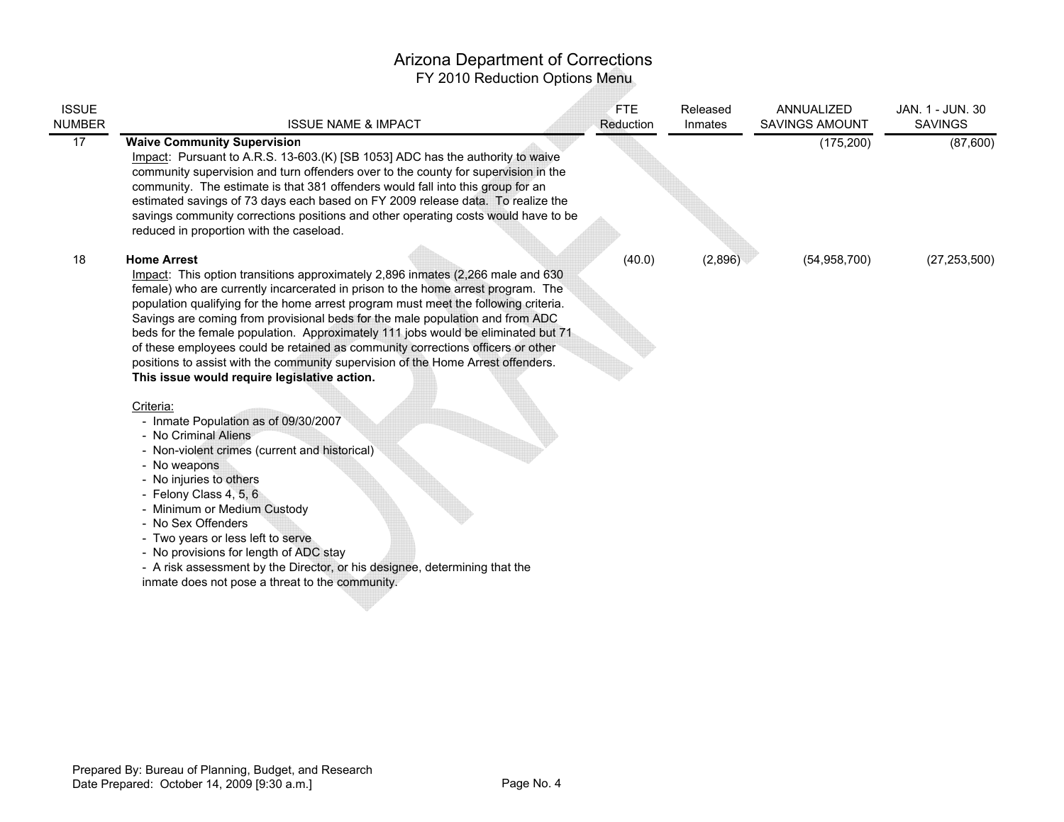# Arizona Department of Corrections

## FY 2010 Reduction Options Menu

| ISSUE NUMBER | ISSUE NAME & IMPACT | FTE Reduction | Released Inmates | ANNUALIZED SAVINGS AMOUNT | JAN. 1 - JUN. 30 SAVINGS |
|---|---|---|---|---|---|
| 17 | **Waive Community Supervision**<br>Impact: Pursuant to A.R.S. 13-603.(K) [SB 1053] ADC has the authority to waive community supervision and turn offenders over to the county for supervision in the community. The estimate is that 381 offenders would fall into this group for an estimated savings of 73 days each based on FY 2009 release data. To realize the savings community corrections positions and other operating costs would have to be reduced in proportion with the caseload. | | | (175,200) | (87,600) |
| 18 | **Home Arrest**<br>Impact: This option transitions approximately 2,896 inmates (2,266 male and 630 female) who are currently incarcerated in prison to the home arrest program. The population qualifying for the home arrest program must meet the following criteria. Savings are coming from provisional beds for the male population and from ADC beds for the female population. Approximately 111 jobs would be eliminated but 71 of these employees could be retained as community corrections officers or other positions to assist with the community supervision of the Home Arrest offenders. **This issue would require legislative action.**<br><br>Criteria:<br>- Inmate Population as of 09/30/2007<br>- No Criminal Aliens<br>- Non-violent crimes (current and historical)<br>- No weapons<br>- No injuries to others<br>- Felony Class 4, 5, 6<br>- Minimum or Medium Custody<br>- No Sex Offenders<br>- Two years or less left to serve<br>- No provisions for length of ADC stay<br>- A risk assessment by the Director, or his designee, determining that the inmate does not pose a threat to the community. | (40.0) | (2,896) | (54,958,700) | (27,253,500) |

Prepared By: Bureau of Planning, Budget, and Research
Date Prepared: October 14, 2009 [9:30 a.m.]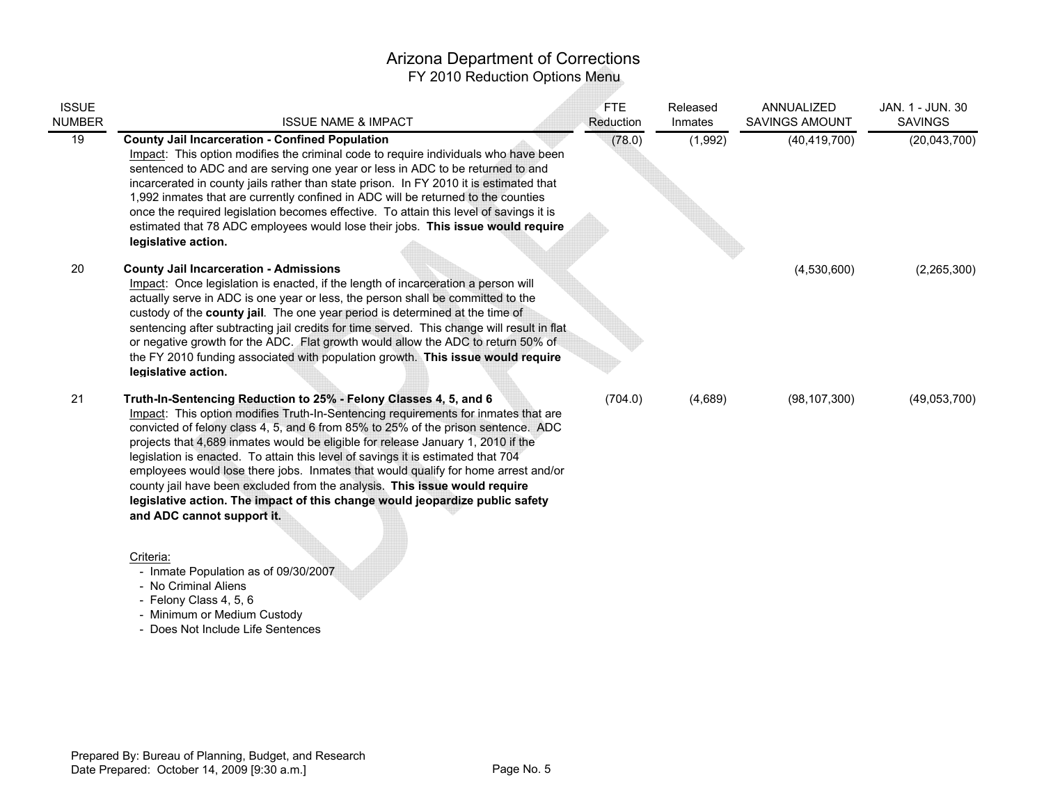# Arizona Department of Corrections

## FY 2010 Reduction Options Menu

| ISSUE NUMBER | ISSUE NAME & IMPACT | FTE Reduction | Released Inmates | ANNUALIZED SAVINGS AMOUNT | JAN. 1 - JUN. 30 SAVINGS |
|---|---|---|---|---|---|
| 19 | **County Jail Incarceration - Confined Population**<br>Impact: This option modifies the criminal code to require individuals who have been sentenced to ADC and are serving one year or less in ADC to be returned to and incarcerated in county jails rather than state prison. In FY 2010 it is estimated that 1,992 inmates that are currently confined in ADC will be returned to the counties once the required legislation becomes effective. To attain this level of savings it is estimated that 78 ADC employees would lose their jobs. **This issue would require legislative action.** | (78.0) | (1,992) | (40,419,700) | (20,043,700) |
| 20 | **County Jail Incarceration - Admissions**<br>Impact: Once legislation is enacted, if the length of incarceration a person will actually serve in ADC is one year or less, the person shall be committed to the custody of the **county jail**. The one year period is determined at the time of sentencing after subtracting jail credits for time served. This change will result in flat or negative growth for the ADC. Flat growth would allow the ADC to return 50% of the FY 2010 funding associated with population growth. **This issue would require legislative action.** | | | (4,530,600) | (2,265,300) |
| 21 | **Truth-In-Sentencing Reduction to 25% - Felony Classes 4, 5, and 6**<br>Impact: This option modifies Truth-In-Sentencing requirements for inmates that are convicted of felony class 4, 5, and 6 from 85% to 25% of the prison sentence. ADC projects that 4,689 inmates would be eligible for release January 1, 2010 if the legislation is enacted. To attain this level of savings it is estimated that 704 employees would lose there jobs. Inmates that would qualify for home arrest and/or county jail have been excluded from the analysis. **This issue would require legislative action. The impact of this change would jeopardize public safety and ADC cannot support it.**<br><br>Criteria:<br>- Inmate Population as of 09/30/2007<br>- No Criminal Aliens<br>- Felony Class 4, 5, 6<br>- Minimum or Medium Custody<br>- Does Not Include Life Sentences | (704.0) | (4,689) | (98,107,300) | (49,053,700) |

Prepared By: Bureau of Planning, Budget, and Research
Date Prepared: October 14, 2009 [9:30 a.m.]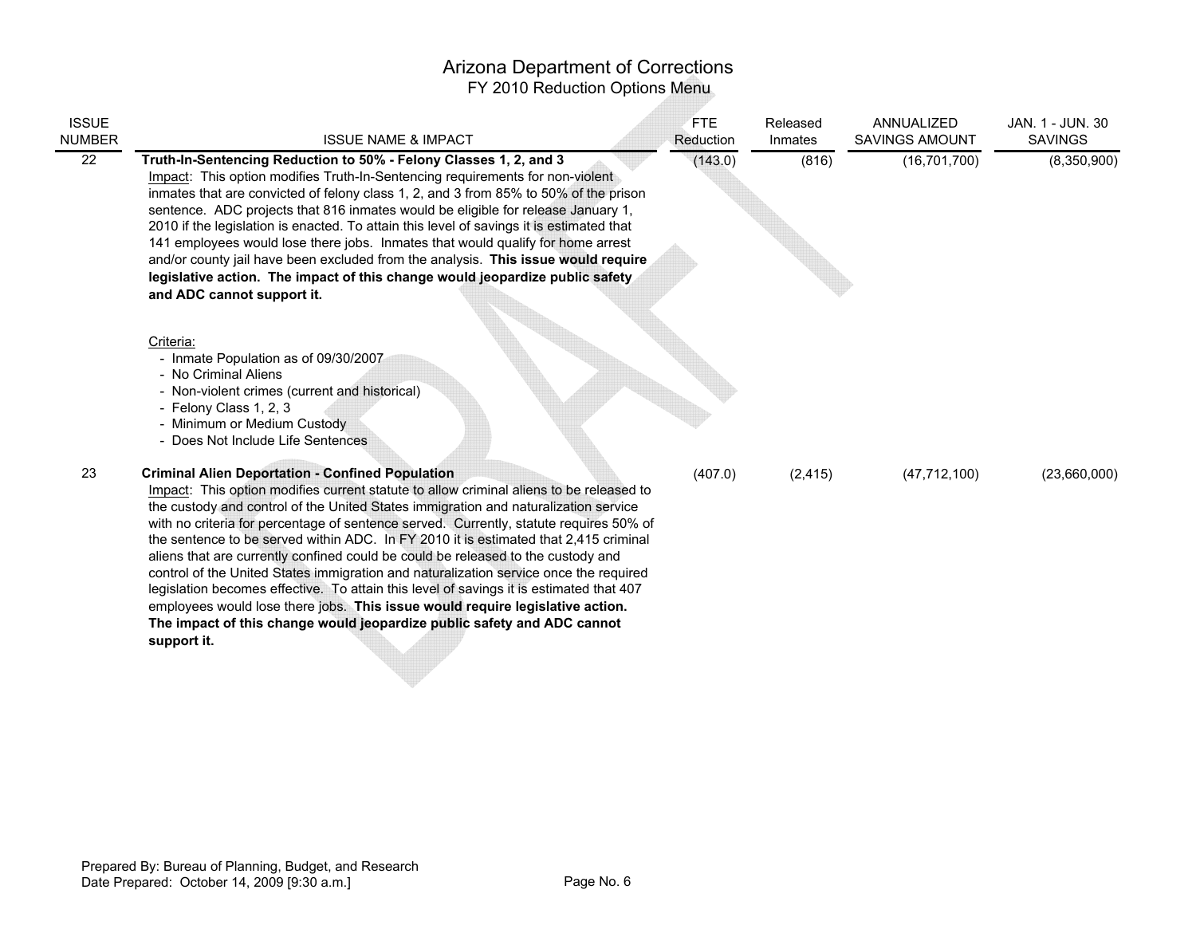# Arizona Department of Corrections

## FY 2010 Reduction Options Menu

| ISSUE NUMBER | ISSUE NAME & IMPACT | FTE Reduction | Released Inmates | ANNUALIZED SAVINGS AMOUNT | JAN. 1 - JUN. 30 SAVINGS |
|---|---|---|---|---|---|
| 22 | **Truth-In-Sentencing Reduction to 50% - Felony Classes 1, 2, and 3**<br>Impact: This option modifies Truth-In-Sentencing requirements for non-violent inmates that are convicted of felony class 1, 2, and 3 from 85% to 50% of the prison sentence. ADC projects that 816 inmates would be eligible for release January 1, 2010 if the legislation is enacted. To attain this level of savings it is estimated that 141 employees would lose there jobs. Inmates that would qualify for home arrest and/or county jail have been excluded from the analysis. **This issue would require legislative action. The impact of this change would jeopardize public safety and ADC cannot support it.**<br><br>Criteria:<br>- Inmate Population as of 09/30/2007<br>- No Criminal Aliens<br>- Non-violent crimes (current and historical)<br>- Felony Class 1, 2, 3<br>- Minimum or Medium Custody<br>- Does Not Include Life Sentences | (143.0) | (816) | (16,701,700) | (8,350,900) |
| 23 | **Criminal Alien Deportation - Confined Population**<br>Impact: This option modifies current statute to allow criminal aliens to be released to the custody and control of the United States immigration and naturalization service with no criteria for percentage of sentence served. Currently, statute requires 50% of the sentence to be served within ADC. In FY 2010 it is estimated that 2,415 criminal aliens that are currently confined could be could be released to the custody and control of the United States immigration and naturalization service once the required legislation becomes effective. To attain this level of savings it is estimated that 407 employees would lose there jobs. **This issue would require legislative action. The impact of this change would jeopardize public safety and ADC cannot support it.** | (407.0) | (2,415) | (47,712,100) | (23,660,000) |

Prepared By: Bureau of Planning, Budget, and Research
Date Prepared: October 14, 2009 [9:30 a.m.]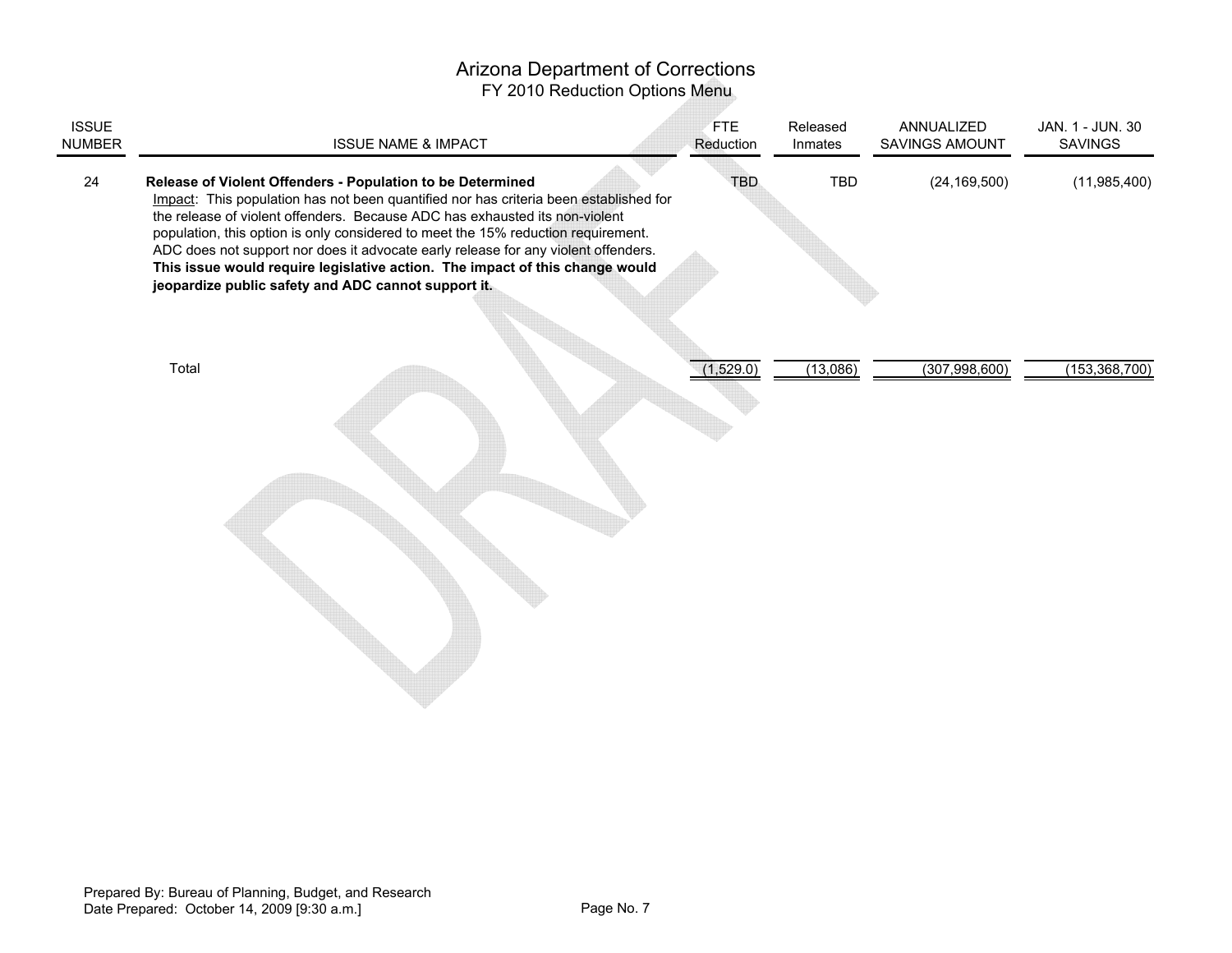# Arizona Department of Corrections

## FY 2010 Reduction Options Menu

| ISSUE NUMBER | ISSUE NAME & IMPACT | FTE Reduction | Released Inmates | ANNUALIZED SAVINGS AMOUNT | JAN. 1 - JUN. 30 SAVINGS |
|---|---|---|---|---|---|
| 24 | **Release of Violent Offenders - Population to be Determined**<br>Impact: This population has not been quantified nor has criteria been established for the release of violent offenders. Because ADC has exhausted its non-violent population, this option is only considered to meet the 15% reduction requirement. ADC does not support nor does it advocate early release for any violent offenders. **This issue would require legislative action. The impact of this change would jeopardize public safety and ADC cannot support it.** | TBD | TBD | (24,169,500) | (11,985,400) |
| | Total | (1,529.0) | (13,086) | (307,998,600) | (153,368,700) |

Prepared By: Bureau of Planning, Budget, and Research
Date Prepared: October 14, 2009 [9:30 a.m.]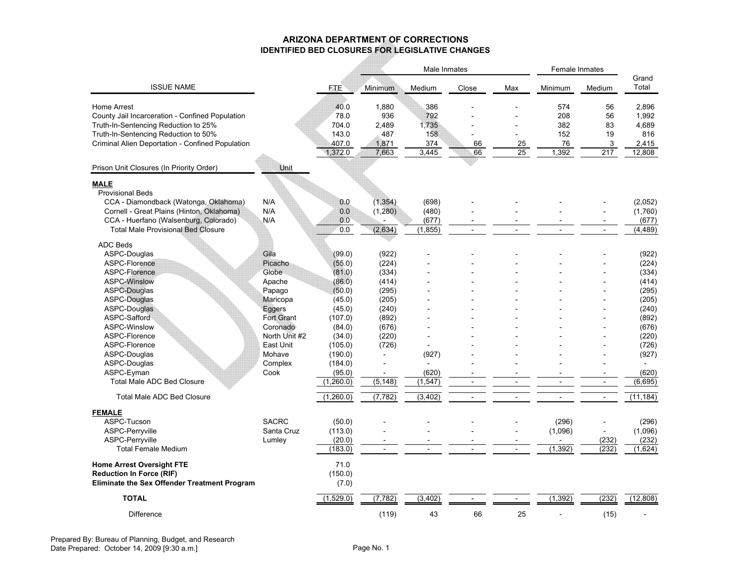# ARIZONA DEPARTMENT OF CORRECTIONS
## IDENTIFIED BED CLOSURES FOR LEGISLATIVE CHANGES

| ISSUE NAME | | FTE | Male Inmates Minimum | Male Inmates Medium | Male Inmates Close | Male Inmates Max | Female Inmates Minimum | Female Inmates Medium | Grand Total |
|---|---|---|---|---|---|---|---|---|---|
| Home Arrest | | 40.0 | 1,880 | 386 | - | - | 574 | 56 | 2,896 |
| County Jail Incarceration - Confined Population | | 78.0 | 936 | 792 | - | - | 208 | 56 | 1,992 |
| Truth-In-Sentencing Reduction to 25% | | 704.0 | 2,489 | 1,735 | - | - | 382 | 83 | 4,689 |
| Truth-In-Sentencing Reduction to 50% | | 143.0 | 487 | 158 | - | - | 152 | 19 | 816 |
| Criminal Alien Deportation - Confined Population | | 407.0 | 1,871 | 374 | 66 | 25 | 76 | 3 | 2,415 |
| | | 1,372.0 | 7,663 | 3,445 | 66 | 25 | 1,392 | 217 | 12,808 |
| **Prison Unit Closures (In Priority Order)** | **Unit** | | | | | | | | |
| **MALE** | | | | | | | | | |
| Provisional Beds | | | | | | | | | |
| CCA - Diamondback (Watonga, Oklahoma) | N/A | 0.0 | (1,354) | (698) | - | - | - | - | (2,052) |
| Cornell - Great Plains (Hinton, Oklahoma) | N/A | 0.0 | (1,280) | (480) | - | - | - | - | (1,760) |
| CCA - Huerfano (Walsenburg, Colorado) | N/A | 0.0 | - | (677) | - | - | - | - | (677) |
| Total Male Provisional Bed Closure | | 0.0 | (2,634) | (1,855) | - | - | - | - | (4,489) |
| ADC Beds | | | | | | | | | |
| ASPC-Douglas | Gila | (99.0) | (922) | - | - | - | - | - | (922) |
| ASPC-Florence | Picacho | (55.0) | (224) | - | - | - | - | - | (224) |
| ASPC-Florence | Globe | (81.0) | (334) | - | - | - | - | - | (334) |
| ASPC-Winslow | Apache | (86.0) | (414) | - | - | - | - | - | (414) |
| ASPC-Douglas | Papago | (50.0) | (295) | - | - | - | - | - | (295) |
| ASPC-Douglas | Maricopa | (45.0) | (205) | - | - | - | - | - | (205) |
| ASPC-Douglas | Eggers | (45.0) | (240) | - | - | - | - | - | (240) |
| ASPC-Safford | Fort Grant | (107.0) | (892) | - | - | - | - | - | (892) |
| ASPC-Winslow | Coronado | (84.0) | (676) | - | - | - | - | - | (676) |
| ASPC-Florence | North Unit #2 | (34.0) | (220) | - | - | - | - | - | (220) |
| ASPC-Florence | East Unit | (105.0) | (726) | - | - | - | - | - | (726) |
| ASPC-Douglas | Mohave | (190.0) | - | (927) | - | - | - | - | (927) |
| ASPC-Douglas | Complex | (184.0) | - | - | - | - | - | - | - |
| ASPC-Eyman | Cook | (95.0) | - | (620) | - | - | - | - | (620) |
| Total Male ADC Bed Closure | | (1,260.0) | (5,148) | (1,547) | - | - | - | - | (6,695) |
| Total Male ADC Bed Closure | | (1,260.0) | (7,782) | (3,402) | - | - | - | - | (11,184) |
| **FEMALE** | | | | | | | | | |
| ASPC-Tucson | SACRC | (50.0) | - | - | - | - | (296) | - | (296) |
| ASPC-Perryville | Santa Cruz | (113.0) | - | - | - | - | (1,096) | - | (1,096) |
| ASPC-Perryville | Lumley | (20.0) | - | - | - | - | - | (232) | (232) |
| Total Female Medium | | (183.0) | - | - | - | - | (1,392) | (232) | (1,624) |
| **Home Arrest Oversight FTE** | | 71.0 | | | | | | | |
| **Reduction In Force (RIF)** | | (150.0) | | | | | | | |
| **Eliminate the Sex Offender Treatment Program** | | (7.0) | | | | | | | |
| **TOTAL** | | (1,529.0) | (7,782) | (3,402) | - | - | (1,392) | (232) | (12,808) |
| Difference | | | (119) | 43 | 66 | 25 | - | (15) | - |

Prepared By: Bureau of Planning, Budget, and Research
Date Prepared: October 14, 2009 [9:30 a.m.]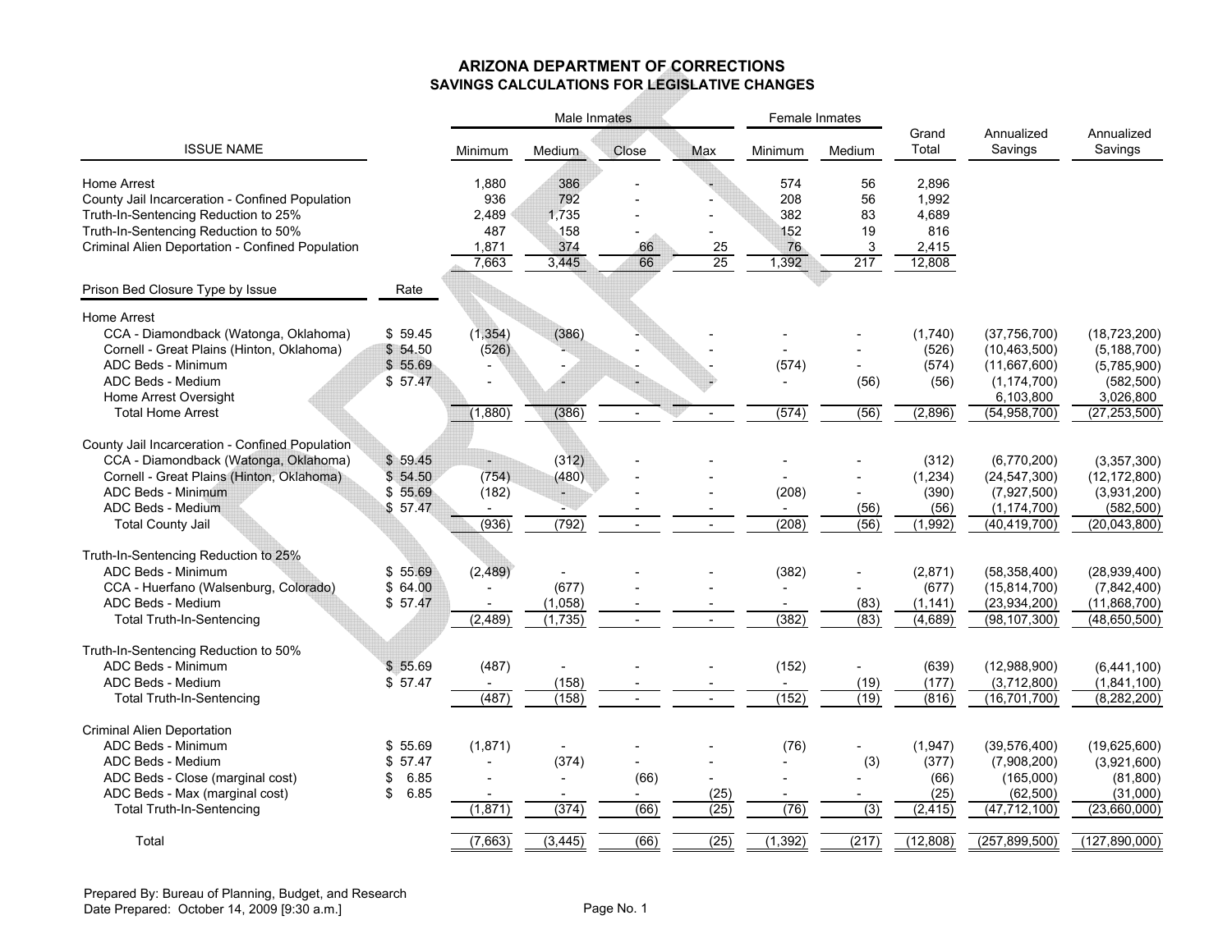# ARIZONA DEPARTMENT OF CORRECTIONS
## SAVINGS CALCULATIONS FOR LEGISLATIVE CHANGES

| ISSUE NAME | | Male Inmates Minimum | Male Inmates Medium | Male Inmates Close | Male Inmates Max | Female Inmates Minimum | Female Inmates Medium | Grand Total | Annualized Savings | Annualized Savings |
|---|---|---|---|---|---|---|---|---|---|---|
| Home Arrest | | 1,880 | 386 | - | - | 574 | 56 | 2,896 | | |
| County Jail Incarceration - Confined Population | | 936 | 792 | - | - | 208 | 56 | 1,992 | | |
| Truth-In-Sentencing Reduction to 25% | | 2,489 | 1,735 | - | - | 382 | 83 | 4,689 | | |
| Truth-In-Sentencing Reduction to 50% | | 487 | 158 | - | - | 152 | 19 | 816 | | |
| Criminal Alien Deportation - Confined Population | | 1,871 | 374 | 66 | 25 | 76 | 3 | 2,415 | | |
| | | 7,663 | 3,445 | 66 | 25 | 1,392 | 217 | 12,808 | | |
| **Prison Bed Closure Type by Issue** | **Rate** | | | | | | | | | |
| Home Arrest | | | | | | | | | | |
| CCA - Diamondback (Watonga, Oklahoma) | $ 59.45 | (1,354) | (386) | - | - | - | - | (1,740) | (37,756,700) | (18,723,200) |
| Cornell - Great Plains (Hinton, Oklahoma) | $ 54.50 | (526) | - | - | - | - | - | (526) | (10,463,500) | (5,188,700) |
| ADC Beds - Minimum | $ 55.69 | - | - | - | - | (574) | - | (574) | (11,667,600) | (5,785,900) |
| ADC Beds - Medium | $ 57.47 | - | - | - | - | - | (56) | (56) | (1,174,700) | (582,500) |
| Home Arrest Oversight | | | | | | | | | 6,103,800 | 3,026,800 |
| Total Home Arrest | | (1,880) | (386) | - | - | (574) | (56) | (2,896) | (54,958,700) | (27,253,500) |
| County Jail Incarceration - Confined Population | | | | | | | | | | |
| CCA - Diamondback (Watonga, Oklahoma) | $ 59.45 | - | (312) | - | - | - | - | (312) | (6,770,200) | (3,357,300) |
| Cornell - Great Plains (Hinton, Oklahoma) | $ 54.50 | (754) | (480) | - | - | - | - | (1,234) | (24,547,300) | (12,172,800) |
| ADC Beds - Minimum | $ 55.69 | (182) | - | - | - | (208) | - | (390) | (7,927,500) | (3,931,200) |
| ADC Beds - Medium | $ 57.47 | - | - | - | - | - | (56) | (56) | (1,174,700) | (582,500) |
| Total County Jail | | (936) | (792) | - | - | (208) | (56) | (1,992) | (40,419,700) | (20,043,800) |
| Truth-In-Sentencing Reduction to 25% | | | | | | | | | | |
| ADC Beds - Minimum | $ 55.69 | (2,489) | - | - | - | (382) | - | (2,871) | (58,358,400) | (28,939,400) |
| CCA - Huerfano (Walsenburg, Colorado) | $ 64.00 | - | (677) | - | - | - | - | (677) | (15,814,700) | (7,842,400) |
| ADC Beds - Medium | $ 57.47 | - | (1,058) | - | - | - | (83) | (1,141) | (23,934,200) | (11,868,700) |
| Total Truth-In-Sentencing | | (2,489) | (1,735) | - | - | (382) | (83) | (4,689) | (98,107,300) | (48,650,500) |
| Truth-In-Sentencing Reduction to 50% | | | | | | | | | | |
| ADC Beds - Minimum | $ 55.69 | (487) | - | - | - | (152) | - | (639) | (12,988,900) | (6,441,100) |
| ADC Beds - Medium | $ 57.47 | - | (158) | - | - | - | (19) | (177) | (3,712,800) | (1,841,100) |
| Total Truth-In-Sentencing | | (487) | (158) | - | - | (152) | (19) | (816) | (16,701,700) | (8,282,200) |
| Criminal Alien Deportation | | | | | | | | | | |
| ADC Beds - Minimum | $ 55.69 | (1,871) | - | - | - | (76) | - | (1,947) | (39,576,400) | (19,625,600) |
| ADC Beds - Medium | $ 57.47 | - | (374) | - | - | - | (3) | (377) | (7,908,200) | (3,921,600) |
| ADC Beds - Close (marginal cost) | $ 6.85 | - | - | (66) | - | - | - | (66) | (165,000) | (81,800) |
| ADC Beds - Max (marginal cost) | $ 6.85 | - | - | - | (25) | - | - | (25) | (62,500) | (31,000) |
| Total Truth-In-Sentencing | | (1,871) | (374) | (66) | (25) | (76) | (3) | (2,415) | (47,712,100) | (23,660,000) |
| Total | | (7,663) | (3,445) | (66) | (25) | (1,392) | (217) | (12,808) | (257,899,500) | (127,890,000) |

DRAFT

Prepared By: Bureau of Planning, Budget, and Research
Date Prepared: October 14, 2009 [9:30 a.m.]